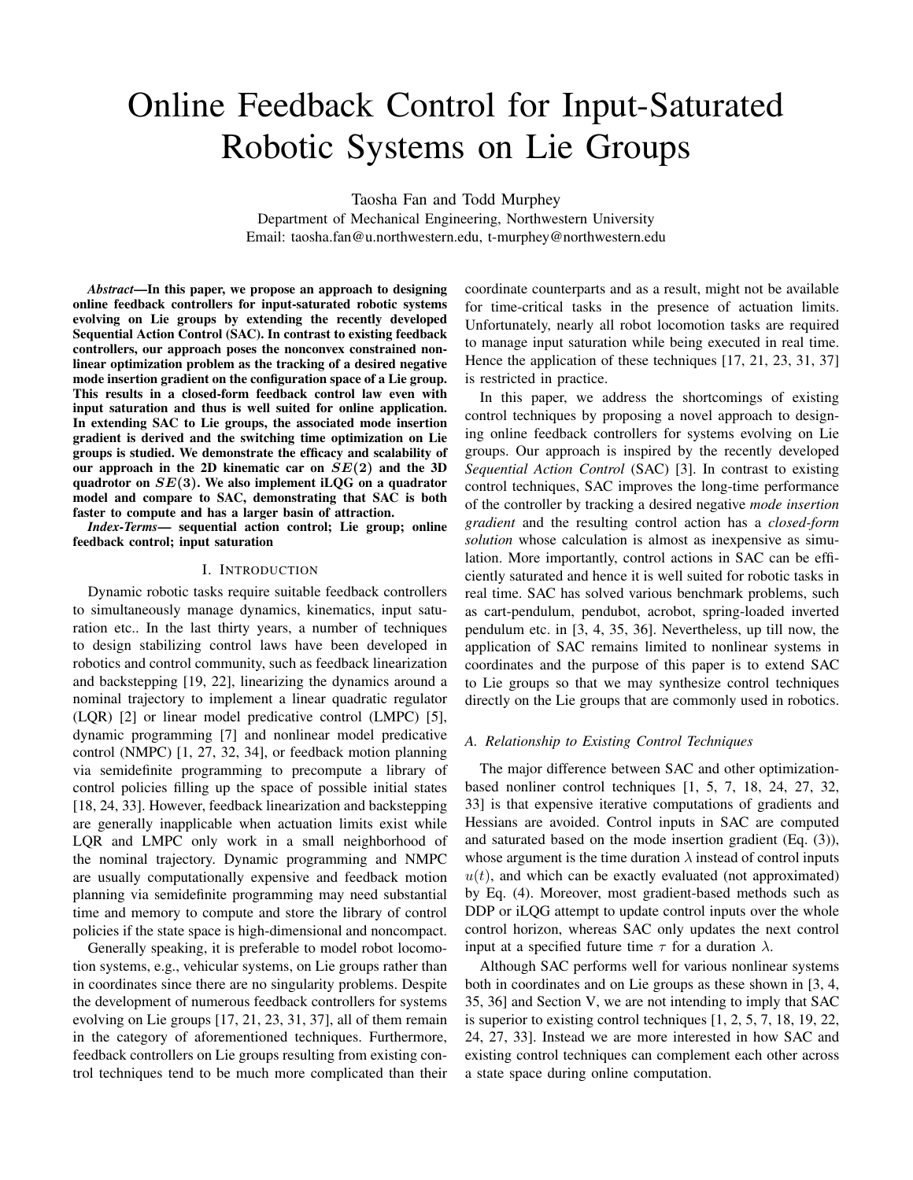# Online Feedback Control for Input-Saturated Robotic Systems on Lie Groups

Taosha Fan and Todd Murphey
Department of Mechanical Engineering, Northwestern University
Email: taosha.fan@u.northwestern.edu, t-murphey@northwestern.edu

***Abstract*—In this paper, we propose an approach to designing online feedback controllers for input-saturated robotic systems evolving on Lie groups by extending the recently developed Sequential Action Control (SAC). In contrast to existing feedback controllers, our approach poses the nonconvex constrained nonlinear optimization problem as the tracking of a desired negative mode insertion gradient on the configuration space of a Lie group. This results in a closed-form feedback control law even with input saturation and thus is well suited for online application. In extending SAC to Lie groups, the associated mode insertion gradient is derived and the switching time optimization on Lie groups is studied. We demonstrate the efficacy and scalability of our approach in the 2D kinematic car on $SE(2)$ and the 3D quadrotor on $SE(3)$. We also implement iLQG on a quadrator model and compare to SAC, demonstrating that SAC is both faster to compute and has a larger basin of attraction.**

***Index-Terms*— sequential action control; Lie group; online feedback control; input saturation**

## I. Introduction

Dynamic robotic tasks require suitable feedback controllers to simultaneously manage dynamics, kinematics, input saturation etc.. In the last thirty years, a number of techniques to design stabilizing control laws have been developed in robotics and control community, such as feedback linearization and backstepping [19, 22], linearizing the dynamics around a nominal trajectory to implement a linear quadratic regulator (LQR) [2] or linear model predicative control (LMPC) [5], dynamic programming [7] and nonlinear model predictive control (NMPC) [1, 27, 32, 34], or feedback motion planning via semidefinite programming to precompute a library of control policies filling up the space of possible initial states [18, 24, 33]. However, feedback linearization and backstepping are generally inapplicable when actuation limits exist while LQR and LMPC only work in a small neighborhood of the nominal trajectory. Dynamic programming and NMPC are usually computationally expensive and feedback motion planning via semidefinite programming may need substantial time and memory to compute and store the library of control policies if the state space is high-dimensional and noncompact.

Generally speaking, it is preferable to model robot locomotion systems, e.g., vehicular systems, on Lie groups rather than in coordinates since there are no singularity problems. Despite the development of numerous feedback controllers for systems evolving on Lie groups [17, 21, 23, 31, 37], all of them remain in the category of aforementioned techniques. Furthermore, feedback controllers on Lie groups resulting from existing control techniques tend to be much more complicated than their coordinate counterparts and as a result, might not be available for time-critical tasks in the presence of actuation limits. Unfortunately, nearly all robot locomotion tasks are required to manage input saturation while being executed in real time. Hence the application of these techniques [17, 21, 23, 31, 37] is restricted in practice.

In this paper, we address the shortcomings of existing control techniques by proposing a novel approach to designing online feedback controllers for systems evolving on Lie groups. Our approach is inspired by the recently developed *Sequential Action Control* (SAC) [3]. In contrast to existing control techniques, SAC improves the long-time performance of the controller by tracking a desired negative *mode insertion gradient* and the resulting control action has a *closed-form solution* whose calculation is almost as inexpensive as simulation. More importantly, control actions in SAC can be efficiently saturated and hence it is well suited for robotic tasks in real time. SAC has solved various benchmark problems, such as cart-pendulum, pendubot, acrobot, spring-loaded inverted pendulum etc. in [3, 4, 35, 36]. Nevertheless, up till now, the application of SAC remains limited to nonlinear systems in coordinates and the purpose of this paper is to extend SAC to Lie groups so that we may synthesize control techniques directly on the Lie groups that are commonly used in robotics.

### A. Relationship to Existing Control Techniques

The major difference between SAC and other optimization-based nonliner control techniques [1, 5, 7, 18, 24, 27, 32, 33] is that expensive iterative computations of gradients and Hessians are avoided. Control inputs in SAC are computed and saturated based on the mode insertion gradient (Eq. (3)), whose argument is the time duration $\lambda$ instead of control inputs $u(t)$, and which can be exactly evaluated (not approximated) by Eq. (4). Moreover, most gradient-based methods such as DDP or iLQG attempt to update control inputs over the whole control horizon, whereas SAC only updates the next control input at a specified future time $\tau$ for a duration $\lambda$.

Although SAC performs well for various nonlinear systems both in coordinates and on Lie groups as these shown in [3, 4, 35, 36] and Section V, we are not intending to imply that SAC is superior to existing control techniques [1, 2, 5, 7, 18, 19, 22, 24, 27, 33]. Instead we are more interested in how SAC and existing control techniques can complement each other across a state space during online computation.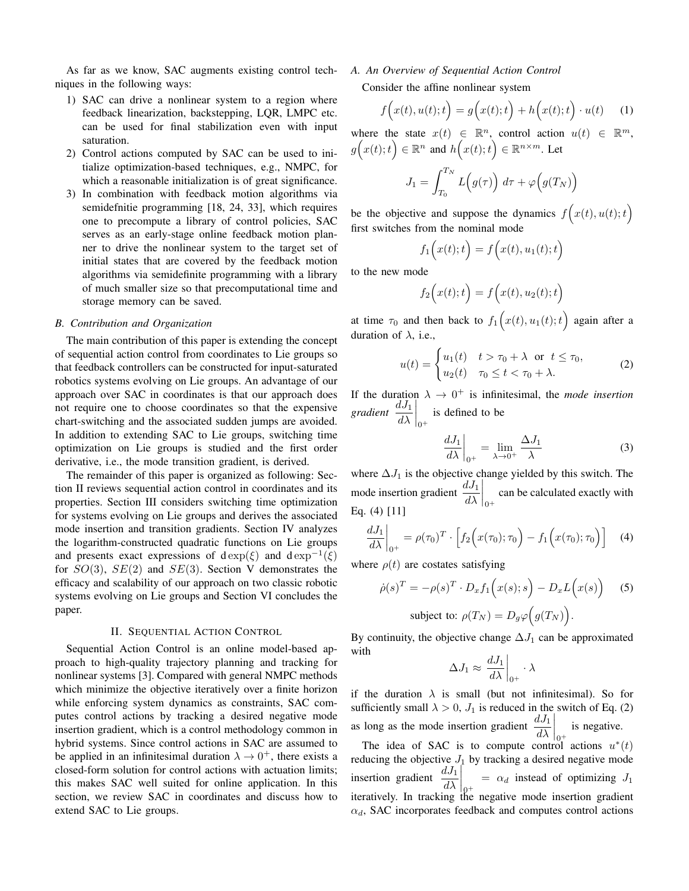As far as we know, SAC augments existing control techniques in the following ways:

1) SAC can drive a nonlinear system to a region where feedback linearization, backstepping, LQR, LMPC etc. can be used for final stabilization even with input saturation.
2) Control actions computed by SAC can be used to initialize optimization-based techniques, e.g., NMPC, for which a reasonable initialization is of great significance.
3) In combination with feedback motion algorithms via semidefnitie programming [18, 24, 33], which requires one to precompute a library of control policies, SAC serves as an early-stage online feedback motion planner to drive the nonlinear system to the target set of initial states that are covered by the feedback motion algorithms via semidefinite programming with a library of much smaller size so that precomputational time and storage memory can be saved.

### B. Contribution and Organization

The main contribution of this paper is extending the concept of sequential action control from coordinates to Lie groups so that feedback controllers can be constructed for input-saturated robotics systems evolving on Lie groups. An advantage of our approach over SAC in coordinates is that our approach does not require one to choose coordinates so that the expensive chart-switching and the associated sudden jumps are avoided. In addition to extending SAC to Lie groups, switching time optimization on Lie groups is studied and the first order derivative, i.e., the mode transition gradient, is derived.

The remainder of this paper is organized as following: Section II reviews sequential action control in coordinates and its properties. Section III considers switching time optimization for systems evolving on Lie groups and derives the associated mode insertion and transition gradients. Section IV analyzes the logarithm-constructed quadratic functions on Lie groups and presents exact expressions of $\mathrm{d}\exp(\xi)$ and $\mathrm{d}\exp^{-1}(\xi)$ for $SO(3)$, $SE(2)$ and $SE(3)$. Section V demonstrates the efficacy and scalability of our approach on two classic robotic systems evolving on Lie groups and Section VI concludes the paper.

## II. Sequential Action Control

Sequential Action Control is an online model-based approach to high-quality trajectory planning and tracking for nonlinear systems [3]. Compared with general NMPC methods which minimize the objective iteratively over a finite horizon while enforcing system dynamics as constraints, SAC computes control actions by tracking a desired negative mode insertion gradient, which is a control methodology common in hybrid systems. Since control actions in SAC are assumed to be applied in an infinitesimal duration $\lambda \to 0^+$, there exists a closed-form solution for control actions with actuation limits; this makes SAC well suited for online application. In this section, we review SAC in coordinates and discuss how to extend SAC to Lie groups.

### A. An Overview of Sequential Action Control

Consider the affine nonlinear system

$$f\Big(x(t), u(t); t\Big) = g\Big(x(t); t\Big) + h\Big(x(t); t\Big) \cdot u(t) \tag{1}$$

where the state $x(t) \in \mathbb{R}^n$, control action $u(t) \in \mathbb{R}^m$, $g\Big(x(t); t\Big) \in \mathbb{R}^n$ and $h\Big(x(t); t\Big) \in \mathbb{R}^{n\times m}$. Let

$$J_1 = \int_{T_0}^{T_N} L\Big(g(\tau)\Big)\, d\tau + \varphi\Big(g(T_N)\Big)$$

be the objective and suppose the dynamics $f\Big(x(t), u(t); t\Big)$ first switches from the nominal mode

$$f_1\Big(x(t); t\Big) = f\Big(x(t), u_1(t); t\Big)$$

to the new mode

$$f_2\Big(x(t); t\Big) = f\Big(x(t), u_2(t); t\Big)$$

at time $\tau_0$ and then back to $f_1\Big(x(t), u_1(t); t\Big)$ again after a duration of $\lambda$, i.e.,

$$u(t) = \begin{cases} u_1(t) & t > \tau_0 + \lambda \ \text{ or } \ t \le \tau_0, \\ u_2(t) & \tau_0 \le t < \tau_0 + \lambda. \end{cases} \tag{2}$$

If the duration $\lambda \to 0^+$ is infinitesimal, the *mode insertion gradient* $\left.\dfrac{dJ_1}{d\lambda}\right|_{0^+}$ is defined to be

$$\left.\frac{dJ_1}{d\lambda}\right|_{0^+} = \lim_{\lambda \to 0^+} \frac{\Delta J_1}{\lambda} \tag{3}$$

where $\Delta J_1$ is the objective change yielded by this switch. The mode insertion gradient $\left.\dfrac{dJ_1}{d\lambda}\right|_{0^+}$ can be calculated exactly with Eq. (4) [11]

$$\left.\frac{dJ_1}{d\lambda}\right|_{0^+} = \rho(\tau_0)^T \cdot \Big[f_2\Big(x(\tau_0); \tau_0\Big) - f_1\Big(x(\tau_0); \tau_0\Big)\Big] \tag{4}$$

where $\rho(t)$ are costates satisfying

$$\dot{\rho}(s)^T = -\rho(s)^T \cdot D_x f_1\Big(x(s); s\Big) - D_x L\Big(x(s)\Big) \tag{5}$$

$$\text{subject to: } \rho(T_N) = D_g \varphi\Big(g(T_N)\Big).$$

By continuity, the objective change $\Delta J_1$ can be approximated with

$$\Delta J_1 \approx \left.\frac{dJ_1}{d\lambda}\right|_{0^+} \cdot \lambda$$

if the duration $\lambda$ is small (but not infinitesimal). So for sufficiently small $\lambda > 0$, $J_1$ is reduced in the switch of Eq. (2) as long as the mode insertion gradient $\left.\dfrac{dJ_1}{d\lambda}\right|_{0^+}$ is negative.

The idea of SAC is to compute control actions $u^*(t)$ reducing the objective $J_1$ by tracking a desired negative mode insertion gradient $\left.\dfrac{dJ_1}{d\lambda}\right|_{0^+} = \alpha_d$ instead of optimizing $J_1$ iteratively. In tracking the negative mode insertion gradient $\alpha_d$, SAC incorporates feedback and computes control actions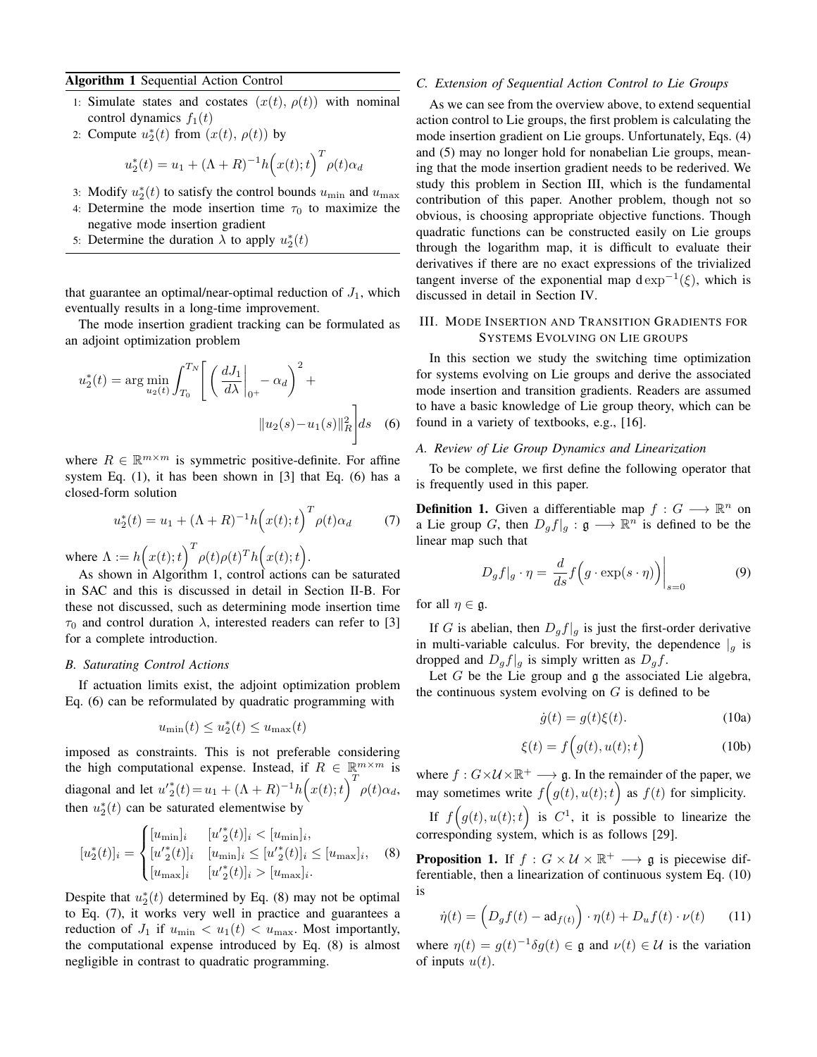**Algorithm 1** Sequential Action Control

1: Simulate states and costates $(x(t),\, \rho(t))$ with nominal control dynamics $f_1(t)$
2: Compute $u_2^*(t)$ from $(x(t),\, \rho(t))$ by
$$u_2^*(t) = u_1 + (\Lambda + R)^{-1} h\Big(x(t);t\Big)^T \rho(t)\alpha_d$$
3: Modify $u_2^*(t)$ to satisfy the control bounds $u_{\min}$ and $u_{\max}$
4: Determine the mode insertion time $\tau_0$ to maximize the negative mode insertion gradient
5: Determine the duration $\lambda$ to apply $u_2^*(t)$

that guarantee an optimal/near-optimal reduction of $J_1$, which eventually results in a long-time improvement.

The mode insertion gradient tracking can be formulated as an adjoint optimization problem

$$u_2^*(t) = \arg\min_{u_2(t)} \int_{T_0}^{T_N} \left[ \left( \frac{dJ_1}{d\lambda}\bigg|_{0^+} - \alpha_d \right)^2 + \|u_2(s) - u_1(s)\|_R^2 \right] ds \quad (6)$$

where $R \in \mathbb{R}^{m\times m}$ is symmetric positive-definite. For affine system Eq. (1), it has been shown in [3] that Eq. (6) has a closed-form solution

$$u_2^*(t) = u_1 + (\Lambda + R)^{-1} h\Big(x(t);t\Big)^T \rho(t)\alpha_d \quad (7)$$

where $\Lambda := h\Big(x(t);t\Big)^T \rho(t)\rho(t)^T h\Big(x(t);t\Big)$.

As shown in Algorithm 1, control actions can be saturated in SAC and this is discussed in detail in Section II-B. For these not discussed, such as determining mode insertion time $\tau_0$ and control duration $\lambda$, interested readers can refer to [3] for a complete introduction.

### B. Saturating Control Actions

If actuation limits exist, the adjoint optimization problem Eq. (6) can be reformulated by quadratic programming with

$$u_{\min}(t) \leq u_2^*(t) \leq u_{\max}(t)$$

imposed as constraints. This is not preferable considering the high computational expense. Instead, if $R \in \mathbb{R}^{m\times m}$ is diagonal and let ${u'}_2^*(t) = u_1 + (\Lambda + R)^{-1} h\Big(x(t);t\Big)^T \rho(t)\alpha_d$, then $u_2^*(t)$ can be saturated elementwise by

$$[u_2^*(t)]_i = \begin{cases} [u_{\min}]_i & [{u'}_2^*(t)]_i < [u_{\min}]_i, \\ [{u'}_2^*(t)]_i & [u_{\min}]_i \leq [{u'}_2^*(t)]_i \leq [u_{\max}]_i, \\ [u_{\max}]_i & [{u'}_2^*(t)]_i > [u_{\max}]_i. \end{cases} \quad (8)$$

Despite that $u_2^*(t)$ determined by Eq. (8) may not be optimal to Eq. (7), it works very well in practice and guarantees a reduction of $J_1$ if $u_{\min} < u_1(t) < u_{\max}$. Most importantly, the computational expense introduced by Eq. (8) is almost negligible in contrast to quadratic programming.

### C. Extension of Sequential Action Control to Lie Groups

As we can see from the overview above, to extend sequential action control to Lie groups, the first problem is calculating the mode insertion gradient on Lie groups. Unfortunately, Eqs. (4) and (5) may no longer hold for nonabelian Lie groups, meaning that the mode insertion gradient needs to be rederived. We study this problem in Section III, which is the fundamental contribution of this paper. Another problem, though not so obvious, is choosing appropriate objective functions. Though quadratic functions can be constructed easily on Lie groups through the logarithm map, it is difficult to evaluate their derivatives if there are no exact expressions of the trivialized tangent inverse of the exponential map $\operatorname{d}\exp^{-1}(\xi)$, which is discussed in detail in Section IV.

## III. Mode Insertion and Transition Gradients for Systems Evolving on Lie Groups

In this section we study the switching time optimization for systems evolving on Lie groups and derive the associated mode insertion and transition gradients. Readers are assumed to have a basic knowledge of Lie group theory, which can be found in a variety of textbooks, e.g., [16].

### A. Review of Lie Group Dynamics and Linearization

To be complete, we first define the following operator that is frequently used in this paper.

**Definition 1.** Given a differentiable map $f: G \longrightarrow \mathbb{R}^n$ on a Lie group $G$, then $D_g f|_g : \mathfrak{g} \longrightarrow \mathbb{R}^n$ is defined to be the linear map such that

$$D_g f|_g \cdot \eta = \frac{d}{ds} f\Big(g \cdot \exp(s\cdot\eta)\Big)\bigg|_{s=0} \quad (9)$$

for all $\eta \in \mathfrak{g}$.

If $G$ is abelian, then $D_g f|_g$ is just the first-order derivative in multi-variable calculus. For brevity, the dependence $|_g$ is dropped and $D_g f|_g$ is simply written as $D_g f$.

Let $G$ be the Lie group and $\mathfrak{g}$ the associated Lie algebra, the continuous system evolving on $G$ is defined to be

$$\dot{g}(t) = g(t)\xi(t). \quad (10a)$$

$$\xi(t) = f\Big(g(t), u(t); t\Big) \quad (10b)$$

where $f: G \times \mathcal{U} \times \mathbb{R}^+ \longrightarrow \mathfrak{g}$. In the remainder of the paper, we may sometimes write $f\Big(g(t), u(t); t\Big)$ as $f(t)$ for simplicity.

If $f\Big(g(t), u(t); t\Big)$ is $C^1$, it is possible to linearize the corresponding system, which is as follows [29].

**Proposition 1.** If $f: G \times \mathcal{U} \times \mathbb{R}^+ \longrightarrow \mathfrak{g}$ is piecewise differentiable, then a linearization of continuous system Eq. (10) is

$$\dot{\eta}(t) = \Big(D_g f(t) - \operatorname{ad}_{f(t)}\Big) \cdot \eta(t) + D_u f(t) \cdot \nu(t) \quad (11)$$

where $\eta(t) = g(t)^{-1}\delta g(t) \in \mathfrak{g}$ and $\nu(t) \in \mathcal{U}$ is the variation of inputs $u(t)$.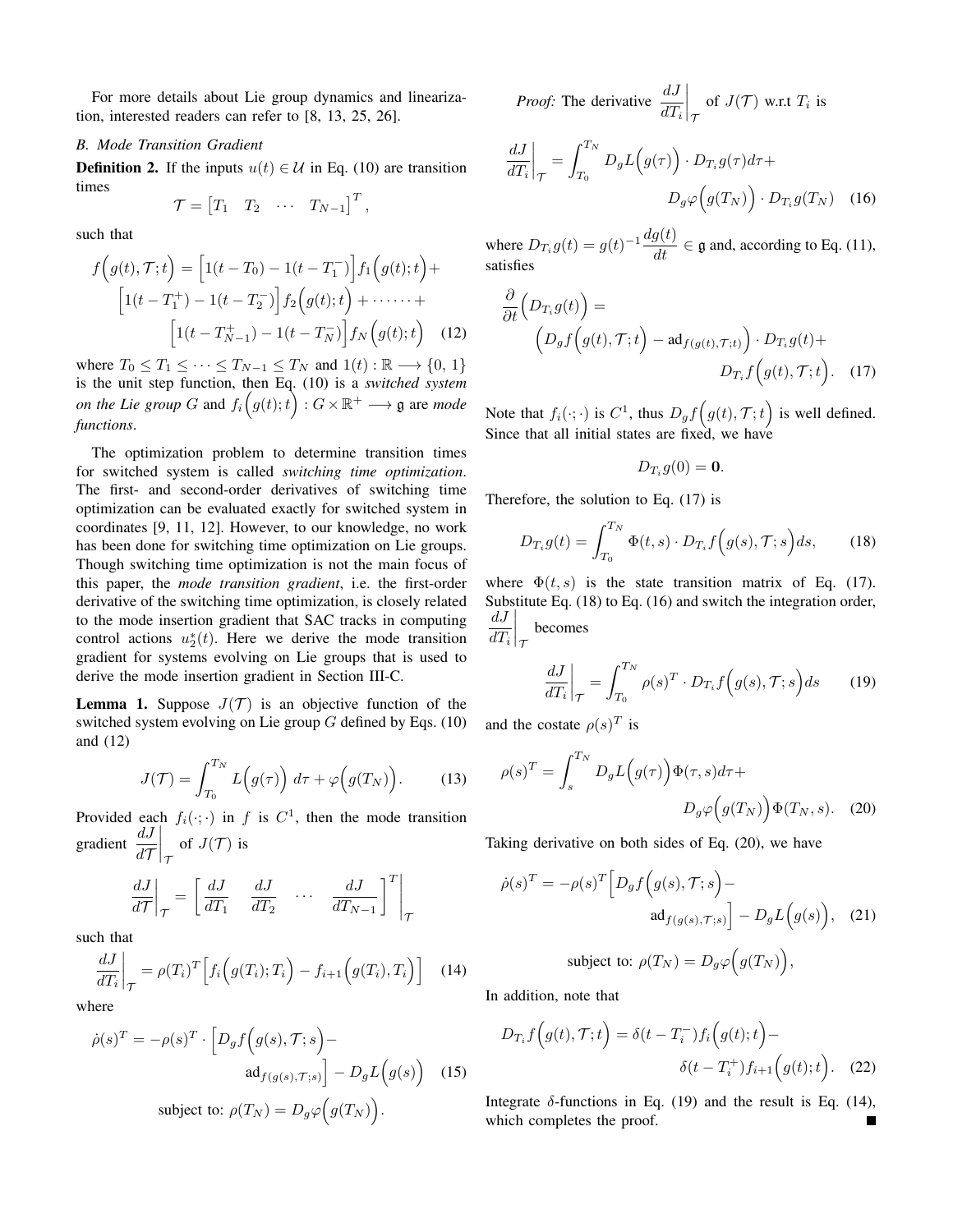For more details about Lie group dynamics and linearization, interested readers can refer to [8, 13, 25, 26].

### B. Mode Transition Gradient

**Definition 2.** If the inputs $u(t) \in \mathcal{U}$ in Eq. (10) are transition times

$$\mathcal{T} = \begin{bmatrix} T_1 & T_2 & \cdots & T_{N-1} \end{bmatrix}^T,$$

such that

$$f\Big(g(t), \mathcal{T}; t\Big) = \Big[1(t - T_0) - 1(t - T_1^-)\Big] f_1\Big(g(t); t\Big) + \Big[1(t - T_1^+) - 1(t - T_2^-)\Big] f_2\Big(g(t); t\Big) + \cdots\cdots + \Big[1(t - T_{N-1}^+) - 1(t - T_N^-)\Big] f_N\Big(g(t); t\Big) \quad (12)$$

where $T_0 \leq T_1 \leq \cdots \leq T_{N-1} \leq T_N$ and $1(t) : \mathbb{R} \longrightarrow \{0, 1\}$ is the unit step function, then Eq. (10) is a *switched system on the Lie group* $G$ and $f_i\Big(g(t); t\Big) : G \times \mathbb{R}^+ \longrightarrow \mathfrak{g}$ are *mode functions*.

The optimization problem to determine transition times for switched system is called *switching time optimization*. The first- and second-order derivatives of switching time optimization can be evaluated exactly for switched system in coordinates [9, 11, 12]. However, to our knowledge, no work has been done for switching time optimization on Lie groups. Though switching time optimization is not the main focus of this paper, the *mode transition gradient*, i.e. the first-order derivative of the switching time optimization, is closely related to the mode insertion gradient that SAC tracks in computing control actions $u_2^*(t)$. Here we derive the mode transition gradient for systems evolving on Lie groups that is used to derive the mode insertion gradient in Section III-C.

**Lemma 1.** Suppose $J(\mathcal{T})$ is an objective function of the switched system evolving on Lie group $G$ defined by Eqs. (10) and (12)

$$J(\mathcal{T}) = \int_{T_0}^{T_N} L\Big(g(\tau)\Big)\, d\tau + \varphi\Big(g(T_N)\Big). \quad (13)$$

Provided each $f_i(\cdot; \cdot)$ in $f$ is $C^1$, then the mode transition gradient $\left.\dfrac{dJ}{d\mathcal{T}}\right|_{\mathcal{T}}$ of $J(\mathcal{T})$ is

$$\left.\frac{dJ}{d\mathcal{T}}\right|_{\mathcal{T}} = \left.\begin{bmatrix} \dfrac{dJ}{dT_1} & \dfrac{dJ}{dT_2} & \cdots & \dfrac{dJ}{dT_{N-1}} \end{bmatrix}^T\right|_{\mathcal{T}}$$

such that

$$\left.\frac{dJ}{dT_i}\right|_{\mathcal{T}} = \rho(T_i)^T \Big[f_i\Big(g(T_i); T_i\Big) - f_{i+1}\Big(g(T_i), T_i\Big)\Big] \quad (14)$$

where

$$\dot{\rho}(s)^T = -\rho(s)^T \cdot \Big[D_g f\Big(g(s), \mathcal{T}; s\Big) - \mathrm{ad}_{f(g(s), \mathcal{T}; s)}\Big] - D_g L\Big(g(s)\Big) \quad (15)$$

$$\text{subject to: } \rho(T_N) = D_g \varphi\Big(g(T_N)\Big).$$

*Proof:* The derivative $\left.\dfrac{dJ}{dT_i}\right|_{\mathcal{T}}$ of $J(\mathcal{T})$ w.r.t $T_i$ is

$$\left.\frac{dJ}{dT_i}\right|_{\mathcal{T}} = \int_{T_0}^{T_N} D_g L\Big(g(\tau)\Big) \cdot D_{T_i} g(\tau) d\tau + D_g \varphi\Big(g(T_N)\Big) \cdot D_{T_i} g(T_N) \quad (16)$$

where $D_{T_i} g(t) = g(t)^{-1} \dfrac{dg(t)}{dt} \in \mathfrak{g}$ and, according to Eq. (11), satisfies

$$\frac{\partial}{\partial t}\Big(D_{T_i} g(t)\Big) = \Big(D_g f\Big(g(t), \mathcal{T}; t\Big) - \mathrm{ad}_{f(g(t), \mathcal{T}; t)}\Big) \cdot D_{T_i} g(t) + D_{T_i} f\Big(g(t), \mathcal{T}; t\Big). \quad (17)$$

Note that $f_i(\cdot; \cdot)$ is $C^1$, thus $D_g f\Big(g(t), \mathcal{T}; t\Big)$ is well defined. Since that all initial states are fixed, we have

$$D_{T_i} g(0) = \mathbf{0}.$$

Therefore, the solution to Eq. (17) is

$$D_{T_i} g(t) = \int_{T_0}^{T_N} \Phi(t, s) \cdot D_{T_i} f\Big(g(s), \mathcal{T}; s\Big) ds, \quad (18)$$

where $\Phi(t, s)$ is the state transition matrix of Eq. (17). Substitute Eq. (18) to Eq. (16) and switch the integration order, $\left.\dfrac{dJ}{dT_i}\right|_{\mathcal{T}}$ becomes

$$\left.\frac{dJ}{dT_i}\right|_{\mathcal{T}} = \int_{T_0}^{T_N} \rho(s)^T \cdot D_{T_i} f\Big(g(s), \mathcal{T}; s\Big) ds \quad (19)$$

and the costate $\rho(s)^T$ is

$$\rho(s)^T = \int_s^{T_N} D_g L\Big(g(\tau)\Big) \Phi(\tau, s) d\tau + D_g \varphi\Big(g(T_N)\Big) \Phi(T_N, s). \quad (20)$$

Taking derivative on both sides of Eq. (20), we have

$$\dot{\rho}(s)^T = -\rho(s)^T \Big[D_g f\Big(g(s), \mathcal{T}; s\Big) - \mathrm{ad}_{f(g(s), \mathcal{T}; s)}\Big] - D_g L\Big(g(s)\Big), \quad (21)$$

$$\text{subject to: } \rho(T_N) = D_g \varphi\Big(g(T_N)\Big),$$

In addition, note that

$$D_{T_i} f\Big(g(t), \mathcal{T}; t\Big) = \delta(t - T_i^-) f_i\Big(g(t); t\Big) - \delta(t - T_i^+) f_{i+1}\Big(g(t); t\Big). \quad (22)$$

Integrate $\delta$-functions in Eq. (19) and the result is Eq. (14), which completes the proof. ∎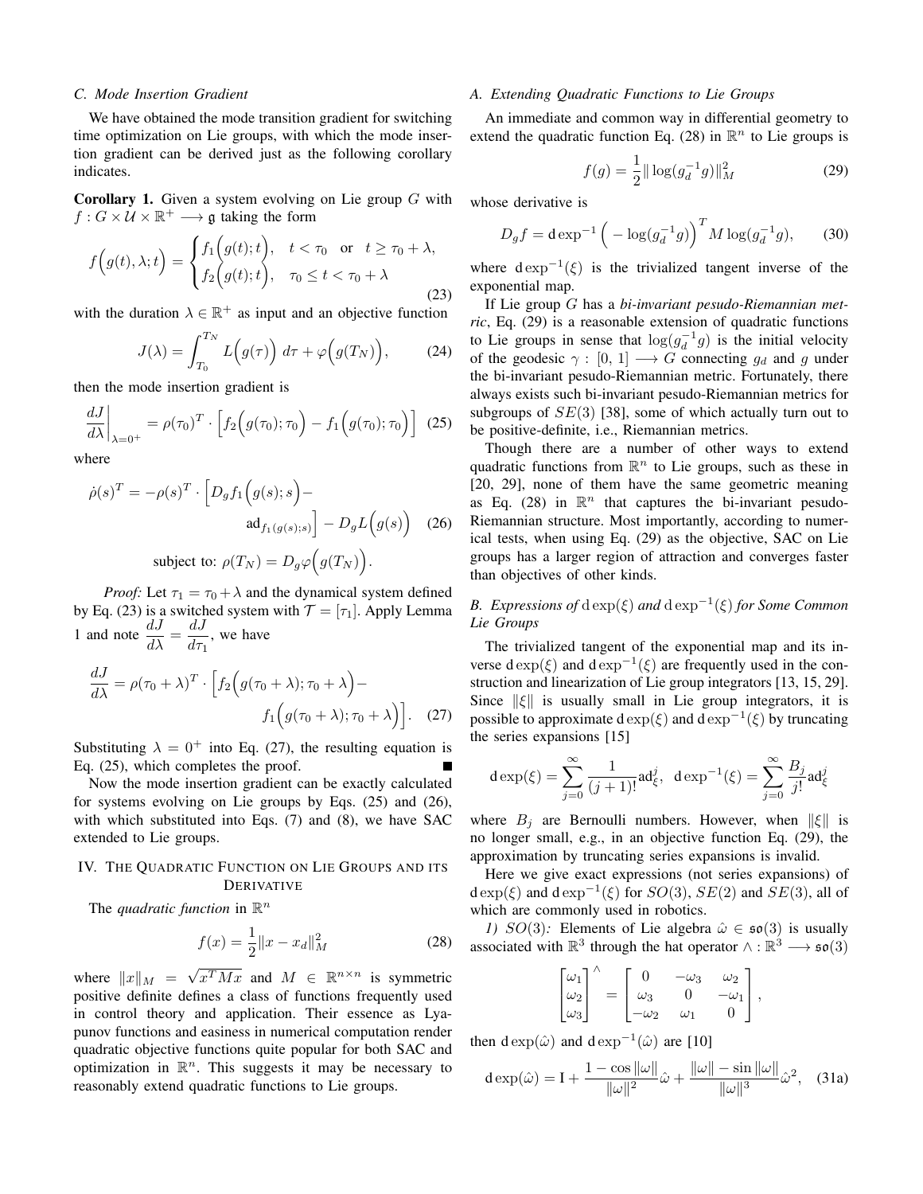### C. Mode Insertion Gradient

We have obtained the mode transition gradient for switching time optimization on Lie groups, with which the mode insertion gradient can be derived just as the following corollary indicates.

**Corollary 1.** Given a system evolving on Lie group $G$ with $f : G \times \mathcal{U} \times \mathbb{R}^+ \longrightarrow \mathfrak{g}$ taking the form

$$f\Big(g(t), \lambda; t\Big) = \begin{cases} f_1\Big(g(t); t\Big), & t < \tau_0 \quad \text{or} \quad t \geq \tau_0 + \lambda, \\ f_2\Big(g(t); t\Big), & \tau_0 \leq t < \tau_0 + \lambda \end{cases} \tag{23}$$

with the duration $\lambda \in \mathbb{R}^+$ as input and an objective function

$$J(\lambda) = \int_{T_0}^{T_N} L\Big(g(\tau)\Big)\, d\tau + \varphi\Big(g(T_N)\Big), \tag{24}$$

then the mode insertion gradient is

$$\left.\frac{dJ}{d\lambda}\right|_{\lambda=0^+} = \rho(\tau_0)^T \cdot \Big[f_2\Big(g(\tau_0); \tau_0\Big) - f_1\Big(g(\tau_0); \tau_0\Big)\Big] \tag{25}$$

where

$$\dot{\rho}(s)^T = -\rho(s)^T \cdot \Big[D_g f_1\Big(g(s); s\Big) - \mathrm{ad}_{f_1(g(s);s)}\Big] - D_g L\Big(g(s)\Big) \tag{26}$$

$$\text{subject to: } \rho(T_N) = D_g \varphi\Big(g(T_N)\Big).$$

*Proof:* Let $\tau_1 = \tau_0 + \lambda$ and the dynamical system defined by Eq. (23) is a switched system with $\mathcal{T} = [\tau_1]$. Apply Lemma 1 and note $\dfrac{dJ}{d\lambda} = \dfrac{dJ}{d\tau_1}$, we have

$$\frac{dJ}{d\lambda} = \rho(\tau_0 + \lambda)^T \cdot \Big[f_2\Big(g(\tau_0 + \lambda); \tau_0 + \lambda\Big) - f_1\Big(g(\tau_0 + \lambda); \tau_0 + \lambda\Big)\Big]. \tag{27}$$

Substituting $\lambda = 0^+$ into Eq. (27), the resulting equation is Eq. (25), which completes the proof. ■

Now the mode insertion gradient can be exactly calculated for systems evolving on Lie groups by Eqs. (25) and (26), with which substituted into Eqs. (7) and (8), we have SAC extended to Lie groups.

## IV. The Quadratic Function on Lie Groups and its Derivative

The *quadratic function* in $\mathbb{R}^n$

$$f(x) = \frac{1}{2}\|x - x_d\|_M^2 \tag{28}$$

where $\|x\|_M = \sqrt{x^T M x}$ and $M \in \mathbb{R}^{n \times n}$ is symmetric positive definite defines a class of functions frequently used in control theory and application. Their essence as Lyapunov functions and easiness in numerical computation render quadratic objective functions quite popular for both SAC and optimization in $\mathbb{R}^n$. This suggests it may be necessary to reasonably extend quadratic functions to Lie groups.

### A. Extending Quadratic Functions to Lie Groups

An immediate and common way in differential geometry to extend the quadratic function Eq. (28) in $\mathbb{R}^n$ to Lie groups is

$$f(g) = \frac{1}{2}\|\log(g_d^{-1} g)\|_M^2 \tag{29}$$

whose derivative is

$$D_g f = \mathrm{d}\exp^{-1}\Big(-\log(g_d^{-1} g)\Big)^T M \log(g_d^{-1} g), \tag{30}$$

where $\mathrm{d}\exp^{-1}(\xi)$ is the trivialized tangent inverse of the exponential map.

If Lie group $G$ has a *bi-invariant pesudo-Riemannian metric*, Eq. (29) is a reasonable extension of quadratic functions to Lie groups in sense that $\log(g_d^{-1} g)$ is the initial velocity of the geodesic $\gamma : [0, 1] \longrightarrow G$ connecting $g_d$ and $g$ under the bi-invariant pesudo-Riemannian metric. Fortunately, there always exists such bi-invariant pesudo-Riemannian metrics for subgroups of $SE(3)$ [38], some of which actually turn out to be positive-definite, i.e., Riemannian metrics.

Though there are a number of other ways to extend quadratic functions from $\mathbb{R}^n$ to Lie groups, such as these in [20, 29], none of them have the same geometric meaning as Eq. (28) in $\mathbb{R}^n$ that captures the bi-invariant pesudo-Riemannian structure. Most importantly, according to numerical tests, when using Eq. (29) as the objective, SAC on Lie groups has a larger region of attraction and converges faster than objectives of other kinds.

### B. Expressions of $\mathrm{d}\exp(\xi)$ and $\mathrm{d}\exp^{-1}(\xi)$ for Some Common Lie Groups

The trivialized tangent of the exponential map and its inverse $\mathrm{d}\exp(\xi)$ and $\mathrm{d}\exp^{-1}(\xi)$ are frequently used in the construction and linearization of Lie group integrators [13, 15, 29]. Since $\|\xi\|$ is usually small in Lie group integrators, it is possible to approximate $\mathrm{d}\exp(\xi)$ and $\mathrm{d}\exp^{-1}(\xi)$ by truncating the series expansions [15]

$$\mathrm{d}\exp(\xi) = \sum_{j=0}^{\infty} \frac{1}{(j+1)!}\mathrm{ad}_\xi^j, \quad \mathrm{d}\exp^{-1}(\xi) = \sum_{j=0}^{\infty} \frac{B_j}{j!}\mathrm{ad}_\xi^j$$

where $B_j$ are Bernoulli numbers. However, when $\|\xi\|$ is no longer small, e.g., in an objective function Eq. (29), the approximation by truncating series expansions is invalid.

Here we give exact expressions (not series expansions) of $\mathrm{d}\exp(\xi)$ and $\mathrm{d}\exp^{-1}(\xi)$ for $SO(3)$, $SE(2)$ and $SE(3)$, all of which are commonly used in robotics.

*1) $SO(3)$:* Elements of Lie algebra $\hat{\omega} \in \mathfrak{so}(3)$ is usually associated with $\mathbb{R}^3$ through the hat operator $\wedge : \mathbb{R}^3 \longrightarrow \mathfrak{so}(3)$

$$\begin{bmatrix} \omega_1 \\ \omega_2 \\ \omega_3 \end{bmatrix}^\wedge = \begin{bmatrix} 0 & -\omega_3 & \omega_2 \\ \omega_3 & 0 & -\omega_1 \\ -\omega_2 & \omega_1 & 0 \end{bmatrix},$$

then $\mathrm{d}\exp(\hat{\omega})$ and $\mathrm{d}\exp^{-1}(\hat{\omega})$ are [10]

$$\mathrm{d}\exp(\hat{\omega}) = \mathrm{I} + \frac{1 - \cos\|\omega\|}{\|\omega\|^2}\hat{\omega} + \frac{\|\omega\| - \sin\|\omega\|}{\|\omega\|^3}\hat{\omega}^2, \tag{31a}$$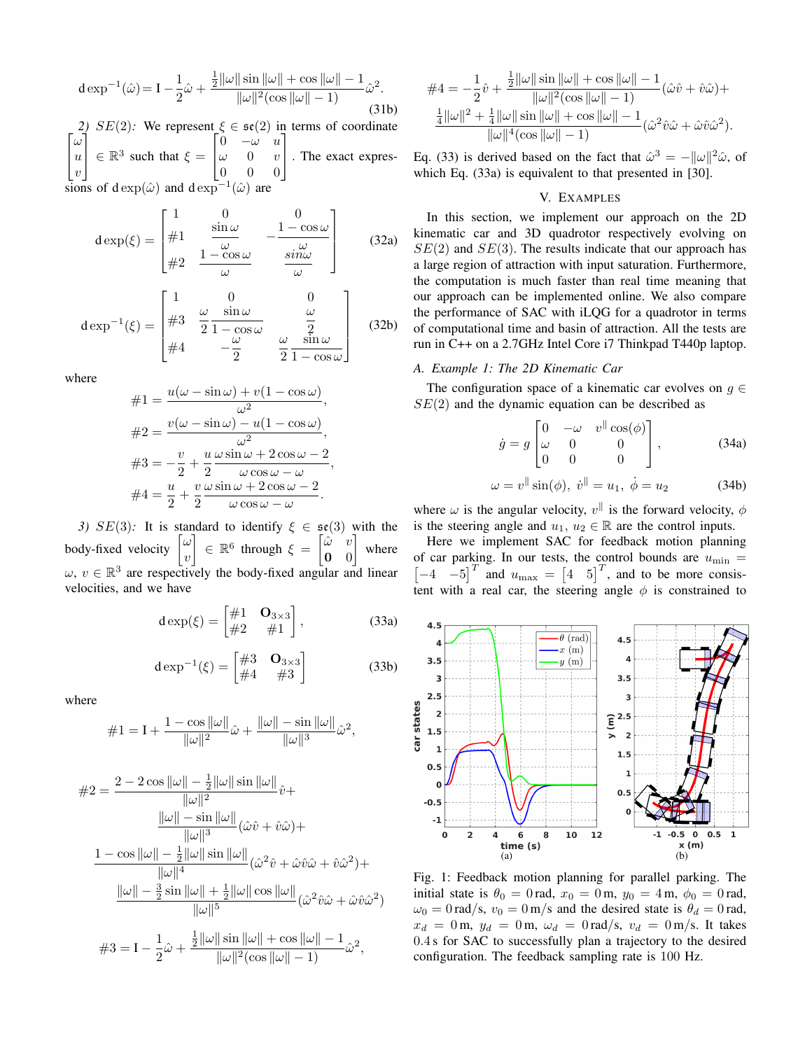$$\mathrm{d}\exp^{-1}(\hat{\omega}) = \mathrm{I} - \frac{1}{2}\hat{\omega} + \frac{\frac{1}{2}\|\omega\|\sin\|\omega\| + \cos\|\omega\| - 1}{\|\omega\|^2(\cos\|\omega\| - 1)}\hat{\omega}^2. \tag{31b}$$

*2) $SE(2)$:* We represent $\xi \in \mathfrak{se}(2)$ in terms of coordinate $\begin{bmatrix}\omega\\ u\\ v\end{bmatrix} \in \mathbb{R}^3$ such that $\xi = \begin{bmatrix}0 & -\omega & u\\ \omega & 0 & v\\ 0 & 0 & 0\end{bmatrix}$. The exact expressions of $\mathrm{d}\exp(\hat{\omega})$ and $\mathrm{d}\exp^{-1}(\hat{\omega})$ are

$$\mathrm{d}\exp(\xi) = \begin{bmatrix} 1 & 0 & 0 \\ \#1 & \dfrac{\sin\omega}{\omega} & -\dfrac{1-\cos\omega}{\omega} \\ \#2 & \dfrac{1-\cos\omega}{\omega} & \dfrac{\sin\omega}{\omega} \end{bmatrix} \tag{32a}$$

$$\mathrm{d}\exp^{-1}(\xi) = \begin{bmatrix} 1 & 0 & 0 \\ \#3 & \dfrac{\omega}{2}\dfrac{\sin\omega}{1-\cos\omega} & \dfrac{\omega}{2} \\ \#4 & -\dfrac{\omega}{2} & \dfrac{\omega}{2}\dfrac{\sin\omega}{1-\cos\omega} \end{bmatrix} \tag{32b}$$

where

$$\#1 = \frac{u(\omega - \sin\omega) + v(1-\cos\omega)}{\omega^2},$$

$$\#2 = \frac{v(\omega - \sin\omega) - u(1-\cos\omega)}{\omega^2},$$

$$\#3 = -\frac{v}{2} + \frac{u}{2}\frac{\omega\sin\omega + 2\cos\omega - 2}{\omega\cos\omega - \omega},$$

$$\#4 = \frac{u}{2} + \frac{v}{2}\frac{\omega\sin\omega + 2\cos\omega - 2}{\omega\cos\omega - \omega}.$$

*3) $SE(3)$:* It is standard to identify $\xi \in \mathfrak{se}(3)$ with the body-fixed velocity $\begin{bmatrix}\omega\\ v\end{bmatrix} \in \mathbb{R}^6$ through $\xi = \begin{bmatrix}\hat{\omega} & v\\ \mathbf{0} & 0\end{bmatrix}$ where $\omega,\, v \in \mathbb{R}^3$ are respectively the body-fixed angular and linear velocities, and we have

$$\mathrm{d}\exp(\xi) = \begin{bmatrix} \#1 & \mathbf{O}_{3\times 3} \\ \#2 & \#1 \end{bmatrix}, \tag{33a}$$

$$\mathrm{d}\exp^{-1}(\xi) = \begin{bmatrix} \#3 & \mathbf{O}_{3\times 3} \\ \#4 & \#3 \end{bmatrix} \tag{33b}$$

where

$$\#1 = \mathrm{I} + \frac{1-\cos\|\omega\|}{\|\omega\|^2}\hat{\omega} + \frac{\|\omega\| - \sin\|\omega\|}{\|\omega\|^3}\hat{\omega}^2,$$

$$\begin{aligned}\#2 = {} & \frac{2 - 2\cos\|\omega\| - \frac{1}{2}\|\omega\|\sin\|\omega\|}{\|\omega\|^2}\hat{v} + \\ & \frac{\|\omega\| - \sin\|\omega\|}{\|\omega\|^3}(\hat{\omega}\hat{v} + \hat{v}\hat{\omega}) + \\ & \frac{1 - \cos\|\omega\| - \frac{1}{2}\|\omega\|\sin\|\omega\|}{\|\omega\|^4}(\hat{\omega}^2\hat{v} + \hat{\omega}\hat{v}\hat{\omega} + \hat{v}\hat{\omega}^2) + \\ & \frac{\|\omega\| - \frac{3}{2}\sin\|\omega\| + \frac{1}{2}\|\omega\|\cos\|\omega\|}{\|\omega\|^5}(\hat{\omega}^2\hat{v}\hat{\omega} + \hat{\omega}\hat{v}\hat{\omega}^2)\end{aligned}$$

$$\#3 = \mathrm{I} - \frac{1}{2}\hat{\omega} + \frac{\frac{1}{2}\|\omega\|\sin\|\omega\| + \cos\|\omega\| - 1}{\|\omega\|^2(\cos\|\omega\| - 1)}\hat{\omega}^2,$$

$$\begin{aligned}\#4 = {} & -\frac{1}{2}\hat{v} + \frac{\frac{1}{2}\|\omega\|\sin\|\omega\| + \cos\|\omega\| - 1}{\|\omega\|^2(\cos\|\omega\| - 1)}(\hat{\omega}\hat{v} + \hat{v}\hat{\omega}) + \\ & \frac{\frac{1}{4}\|\omega\|^2 + \frac{1}{4}\|\omega\|\sin\|\omega\| + \cos\|\omega\| - 1}{\|\omega\|^4(\cos\|\omega\| - 1)}(\hat{\omega}^2\hat{v}\hat{\omega} + \hat{\omega}\hat{v}\hat{\omega}^2).\end{aligned}$$

Eq. (33) is derived based on the fact that $\hat{\omega}^3 = -\|\omega\|^2\hat{\omega}$, of which Eq. (33a) is equivalent to that presented in [30].

## V. Examples

In this section, we implement our approach on the 2D kinematic car and 3D quadrotor respectively evolving on $SE(2)$ and $SE(3)$. The results indicate that our approach has a large region of attraction with input saturation. Furthermore, the computation is much faster than real time meaning that our approach can be implemented online. We also compare the performance of SAC with iLQG for a quadrotor in terms of computational time and basin of attraction. All the tests are run in C++ on a 2.7GHz Intel Core i7 Thinkpad T440p laptop.

### A. Example 1: The 2D Kinematic Car

The configuration space of a kinematic car evolves on $g \in SE(2)$ and the dynamic equation can be described as

$$\dot{g} = g\begin{bmatrix} 0 & -\omega & v^{\parallel}\cos(\phi) \\ \omega & 0 & 0 \\ 0 & 0 & 0 \end{bmatrix}, \tag{34a}$$

$$\omega = v^{\parallel}\sin(\phi),\ \dot{v}^{\parallel} = u_1,\ \dot{\phi} = u_2 \tag{34b}$$

where $\omega$ is the angular velocity, $v^{\parallel}$ is the forward velocity, $\phi$ is the steering angle and $u_1,\, u_2 \in \mathbb{R}$ are the control inputs.

Here we implement SAC for feedback motion planning of car parking. In our tests, the control bounds are $u_{\min} = \begin{bmatrix}-4 & -5\end{bmatrix}^T$ and $u_{\max} = \begin{bmatrix}4 & 5\end{bmatrix}^T$, and to be more consistent with a real car, the steering angle $\phi$ is constrained to

Fig. 1: Feedback motion planning for parallel parking. The initial state is $\theta_0 = 0\,\mathrm{rad}$, $x_0 = 0\,\mathrm{m}$, $y_0 = 4\,\mathrm{m}$, $\phi_0 = 0\,\mathrm{rad}$, $\omega_0 = 0\,\mathrm{rad/s}$, $v_0 = 0\,\mathrm{m/s}$ and the desired state is $\theta_d = 0\,\mathrm{rad}$, $x_d = 0\,\mathrm{m}$, $y_d = 0\,\mathrm{m}$, $\omega_d = 0\,\mathrm{rad/s}$, $v_d = 0\,\mathrm{m/s}$. It takes $0.4\,\mathrm{s}$ for SAC to successfully plan a trajectory to the desired configuration. The feedback sampling rate is $100$ Hz.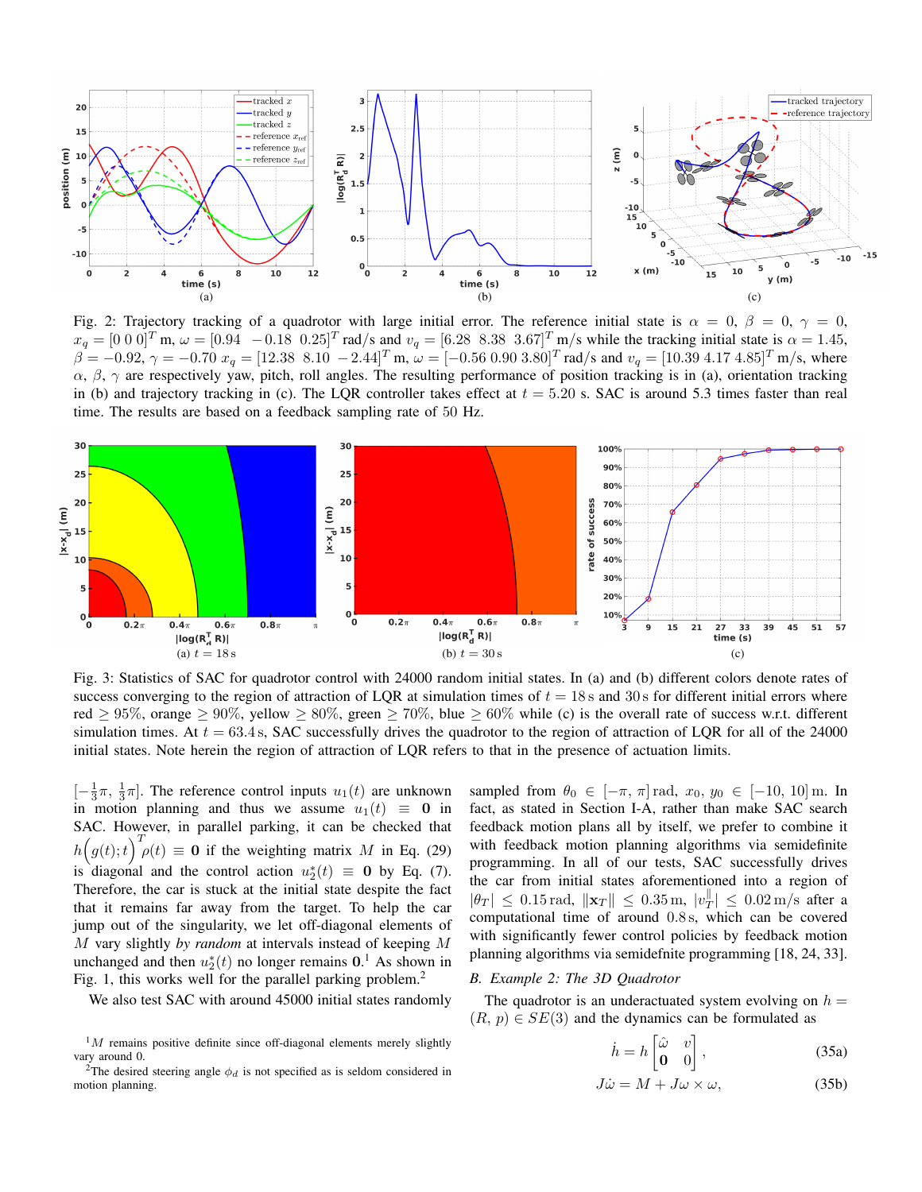Fig. 2: Trajectory tracking of a quadrotor with large initial error. The reference initial state is $\alpha = 0$, $\beta = 0$, $\gamma = 0$, $x_q = [0\ 0\ 0]^T$ m, $\omega = [0.94\ \ -0.18\ \ 0.25]^T$ rad/s and $v_q = [6.28\ \ 8.38\ \ 3.67]^T$ m/s while the tracking initial state is $\alpha = 1.45$, $\beta = -0.92$, $\gamma = -0.70$ $x_q = [12.38\ \ 8.10\ \ -2.44]^T$ m, $\omega = [-0.56\ 0.90\ 3.80]^T$ rad/s and $v_q = [10.39\ 4.17\ 4.85]^T$ m/s, where $\alpha$, $\beta$, $\gamma$ are respectively yaw, pitch, roll angles. The resulting performance of position tracking is in (a), orientation tracking in (b) and trajectory tracking in (c). The LQR controller takes effect at $t = 5.20$ s. SAC is around 5.3 times faster than real time. The results are based on a feedback sampling rate of 50 Hz.

Fig. 3: Statistics of SAC for quadrotor control with 24000 random initial states. In (a) and (b) different colors denote rates of success converging to the region of attraction of LQR at simulation times of $t = 18$ s and $30$ s for different initial errors where red $\geq 95\%$, orange $\geq 90\%$, yellow $\geq 80\%$, green $\geq 70\%$, blue $\geq 60\%$ while (c) is the overall rate of success w.r.t. different simulation times. At $t = 63.4$ s, SAC successfully drives the quadrotor to the region of attraction of LQR for all of the 24000 initial states. Note herein the region of attraction of LQR refers to that in the presence of actuation limits.

$[-\frac{1}{3}\pi,\ \frac{1}{3}\pi]$. The reference control inputs $u_1(t)$ are unknown in motion planning and thus we assume $u_1(t) \equiv \mathbf{0}$ in SAC. However, in parallel parking, it can be checked that $h\Big(g(t);t\Big)^T\rho(t) \equiv \mathbf{0}$ if the weighting matrix $M$ in Eq. (29) is diagonal and the control action $u_2^*(t) \equiv \mathbf{0}$ by Eq. (7). Therefore, the car is stuck at the initial state despite the fact that it remains far away from the target. To help the car jump out of the singularity, we let off-diagonal elements of $M$ vary slightly *by random* at intervals instead of keeping $M$ unchanged and then $u_2^*(t)$ no longer remains $\mathbf{0}$.[1] As shown in Fig. 1, this works well for the parallel parking problem.[2]

We also test SAC with around 45000 initial states randomly sampled from $\theta_0 \in [-\pi,\ \pi]$ rad, $x_0,\ y_0 \in [-10,\ 10]$ m. In fact, as stated in Section I-A, rather than make SAC search feedback motion plans all by itself, we prefer to combine it with feedback motion planning algorithms via semidefinite programming. In all of our tests, SAC successfully drives the car from initial states aforementioned into a region of $|\theta_T| \leq 0.15$ rad, $\|\mathbf{x}_T\| \leq 0.35$ m, $|v_T^{\parallel}| \leq 0.02$ m/s after a computational time of around 0.8 s, which can be covered with significantly fewer control policies by feedback motion planning algorithms via semidefnite programming [18, 24, 33].

### B. Example 2: The 3D Quadrotor

The quadrotor is an underactuated system evolving on $h = (R,\ p) \in SE(3)$ and the dynamics can be formulated as

$$\dot{h} = h\begin{bmatrix} \hat{\omega} & v \\ \mathbf{0} & 0 \end{bmatrix}, \tag{35a}$$

$$J\dot{\omega} = M + J\omega \times \omega, \tag{35b}$$

[1] $M$ remains positive definite since off-diagonal elements merely slightly vary around 0.

[2] The desired steering angle $\phi_d$ is not specified as is seldom considered in motion planning.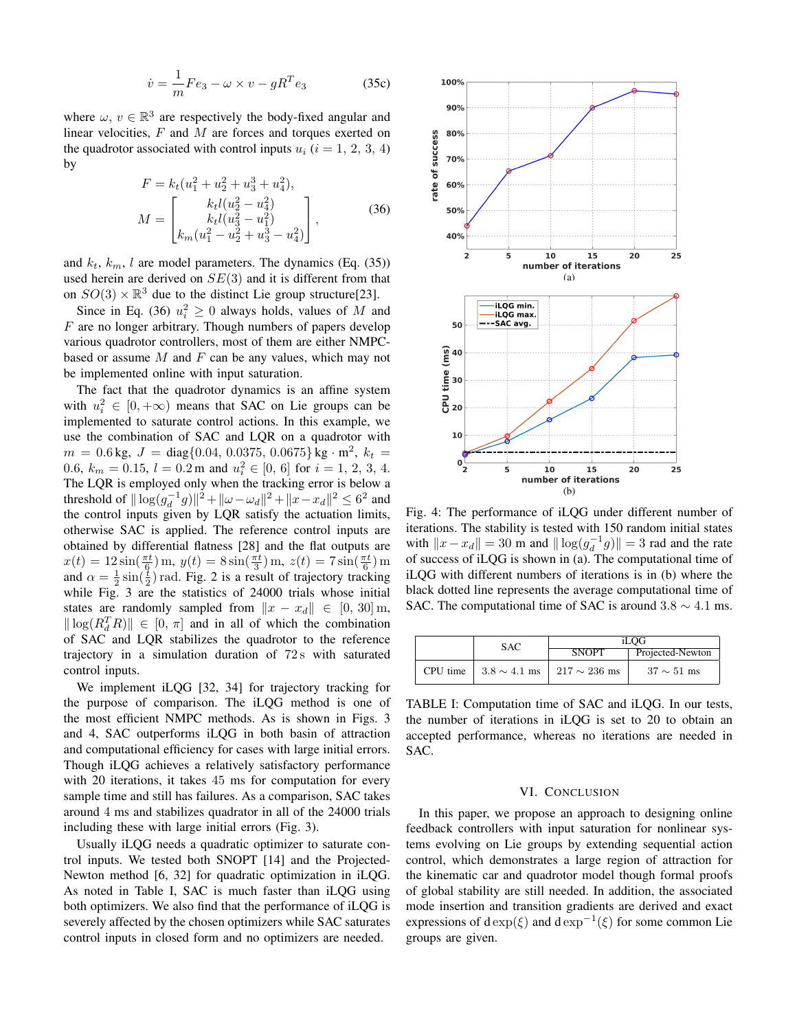$$\dot{v} = \frac{1}{m} F e_3 - \omega \times v - g R^T e_3 \tag{35c}$$

where $\omega$, $v \in \mathbb{R}^3$ are respectively the body-fixed angular and linear velocities, $F$ and $M$ are forces and torques exerted on the quadrotor associated with control inputs $u_i$ ($i = 1, 2, 3, 4$) by

$$F = k_t(u_1^2 + u_2^2 + u_3^3 + u_4^2),$$
$$M = \begin{bmatrix} k_t l(u_2^2 - u_4^2) \\ k_t l(u_3^2 - u_1^2) \\ k_m(u_1^2 - u_2^2 + u_3^3 - u_4^2) \end{bmatrix}, \tag{36}$$

and $k_t$, $k_m$, $l$ are model parameters. The dynamics (Eq. (35)) used herein are derived on $SE(3)$ and it is different from that on $SO(3) \times \mathbb{R}^3$ due to the distinct Lie group structure[23].

Since in Eq. (36) $u_i^2 \geq 0$ always holds, values of $M$ and $F$ are no longer arbitrary. Though numbers of papers develop various quadrotor controllers, most of them are either NMPC-based or assume $M$ and $F$ can be any values, which may not be implemented online with input saturation.

The fact that the quadrotor dynamics is an affine system with $u_i^2 \in [0, +\infty)$ means that SAC on Lie groups can be implemented to saturate control actions. In this example, we use the combination of SAC and LQR on a quadrotor with $m = 0.6\,\mathrm{kg}$, $J = \mathrm{diag}\{0.04, 0.0375, 0.0675\}\,\mathrm{kg}\cdot\mathrm{m}^2$, $k_t = 0.6$, $k_m = 0.15$, $l = 0.2\,\mathrm{m}$ and $u_i^2 \in [0, 6]$ for $i = 1, 2, 3, 4$. The LQR is employed only when the tracking error is below a threshold of $\|\log(g_d^{-1}g)\|^2 + \|\omega - \omega_d\|^2 + \|x - x_d\|^2 \leq 6^2$ and the control inputs given by LQR satisfy the actuation limits, otherwise SAC is applied. The reference control inputs are obtained by differential flatness [28] and the flat outputs are $x(t) = 12\sin(\frac{\pi t}{6})\,\mathrm{m}$, $y(t) = 8\sin(\frac{\pi t}{3})\,\mathrm{m}$, $z(t) = 7\sin(\frac{\pi t}{6})\,\mathrm{m}$ and $\alpha = \frac{1}{2}\sin(\frac{t}{2})\,\mathrm{rad}$. Fig. 2 is a result of trajectory tracking while Fig. 3 are the statistics of 24000 trials whose initial states are randomly sampled from $\|x - x_d\| \in [0, 30]\,\mathrm{m}$, $\|\log(R_d^T R)\| \in [0, \pi]$ and in all of which the combination of SAC and LQR stabilizes the quadrotor to the reference trajectory in a simulation duration of $72\,\mathrm{s}$ with saturated control inputs.

We implement iLQG [32, 34] for trajectory tracking for the purpose of comparison. The iLQG method is one of the most efficient NMPC methods. As is shown in Figs. 3 and 4, SAC outperforms iLQG in both basin of attraction and computational efficiency for cases with large initial errors. Though iLQG achieves a relatively satisfactory performance with 20 iterations, it takes 45 ms for computation for every sample time and still has failures. As a comparison, SAC takes around 4 ms and stabilizes quadrotor in all of the 24000 trials including these with large initial errors (Fig. 3).

Usually iLQG needs a quadratic optimizer to saturate control inputs. We tested both SNOPT [14] and the Projected-Newton method [6, 32] for quadratic optimization in iLQG. As noted in Table I, SAC is much faster than iLQG using both optimizers. We also find that the performance of iLQG is severely affected by the chosen optimizers while SAC saturates control inputs in closed form and no optimizers are needed.

Fig. 4: The performance of iLQG under different number of iterations. The stability is tested with 150 random initial states with $\|x - x_d\| = 30$ m and $\|\log(g_d^{-1}g)\| = 3$ rad and the rate of success of iLQG is shown in (a). The computational time of iLQG with different numbers of iterations is in (b) where the black dotted line represents the average computational time of SAC. The computational time of SAC is around $3.8 \sim 4.1$ ms.

| | SAC | iLQG | |
|---|---|---|---|
| | | SNOPT | Projected-Newton |
| CPU time | $3.8 \sim 4.1$ ms | $217 \sim 236$ ms | $37 \sim 51$ ms |

TABLE I: Computation time of SAC and iLQG. In our tests, the number of iterations in iLQG is set to 20 to obtain an accepted performance, whereas no iterations are needed in SAC.

## VI. Conclusion

In this paper, we propose an approach to designing online feedback controllers with input saturation for nonlinear systems evolving on Lie groups by extending sequential action control, which demonstrates a large region of attraction for the kinematic car and quadrotor model though formal proofs of global stability are still needed. In addition, the associated mode insertion and transition gradients are derived and exact expressions of $\mathrm{d}\exp(\xi)$ and $\mathrm{d}\exp^{-1}(\xi)$ for some common Lie groups are given.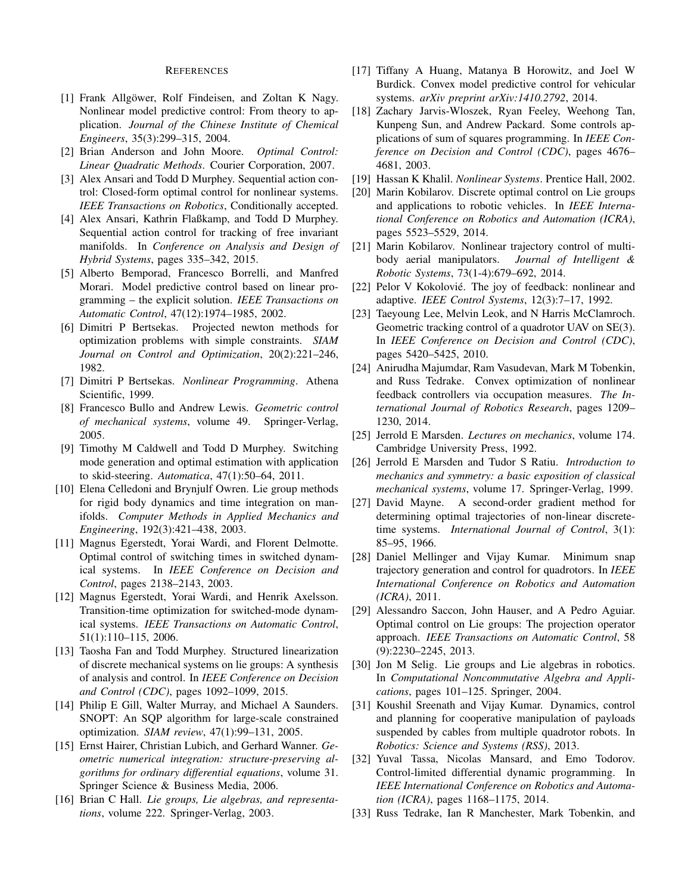## References

[1] Frank Allgöwer, Rolf Findeisen, and Zoltan K Nagy. Nonlinear model predictive control: From theory to application. *Journal of the Chinese Institute of Chemical Engineers*, 35(3):299–315, 2004.

[2] Brian Anderson and John Moore. *Optimal Control: Linear Quadratic Methods*. Courier Corporation, 2007.

[3] Alex Ansari and Todd D Murphey. Sequential action control: Closed-form optimal control for nonlinear systems. *IEEE Transactions on Robotics*, Conditionally accepted.

[4] Alex Ansari, Kathrin Flaßkamp, and Todd D Murphey. Sequential action control for tracking of free invariant manifolds. In *Conference on Analysis and Design of Hybrid Systems*, pages 335–342, 2015.

[5] Alberto Bemporad, Francesco Borrelli, and Manfred Morari. Model predictive control based on linear programming – the explicit solution. *IEEE Transactions on Automatic Control*, 47(12):1974–1985, 2002.

[6] Dimitri P Bertsekas. Projected newton methods for optimization problems with simple constraints. *SIAM Journal on Control and Optimization*, 20(2):221–246, 1982.

[7] Dimitri P Bertsekas. *Nonlinear Programming*. Athena Scientific, 1999.

[8] Francesco Bullo and Andrew Lewis. *Geometric control of mechanical systems*, volume 49. Springer-Verlag, 2005.

[9] Timothy M Caldwell and Todd D Murphey. Switching mode generation and optimal estimation with application to skid-steering. *Automatica*, 47(1):50–64, 2011.

[10] Elena Celledoni and Brynjulf Owren. Lie group methods for rigid body dynamics and time integration on manifolds. *Computer Methods in Applied Mechanics and Engineering*, 192(3):421–438, 2003.

[11] Magnus Egerstedt, Yorai Wardi, and Florent Delmotte. Optimal control of switching times in switched dynamical systems. In *IEEE Conference on Decision and Control*, pages 2138–2143, 2003.

[12] Magnus Egerstedt, Yorai Wardi, and Henrik Axelsson. Transition-time optimization for switched-mode dynamical systems. *IEEE Transactions on Automatic Control*, 51(1):110–115, 2006.

[13] Taosha Fan and Todd Murphey. Structured linearization of discrete mechanical systems on lie groups: A synthesis of analysis and control. In *IEEE Conference on Decision and Control (CDC)*, pages 1092–1099, 2015.

[14] Philip E Gill, Walter Murray, and Michael A Saunders. SNOPT: An SQP algorithm for large-scale constrained optimization. *SIAM review*, 47(1):99–131, 2005.

[15] Ernst Hairer, Christian Lubich, and Gerhard Wanner. *Geometric numerical integration: structure-preserving algorithms for ordinary differential equations*, volume 31. Springer Science & Business Media, 2006.

[16] Brian C Hall. *Lie groups, Lie algebras, and representations*, volume 222. Springer-Verlag, 2003.

[17] Tiffany A Huang, Matanya B Horowitz, and Joel W Burdick. Convex model predictive control for vehicular systems. *arXiv preprint arXiv:1410.2792*, 2014.

[18] Zachary Jarvis-Wloszek, Ryan Feeley, Weehong Tan, Kunpeng Sun, and Andrew Packard. Some controls applications of sum of squares programming. In *IEEE Conference on Decision and Control (CDC)*, pages 4676–4681, 2003.

[19] Hassan K Khalil. *Nonlinear Systems*. Prentice Hall, 2002.

[20] Marin Kobilarov. Discrete optimal control on Lie groups and applications to robotic vehicles. In *IEEE International Conference on Robotics and Automation (ICRA)*, pages 5523–5529, 2014.

[21] Marin Kobilarov. Nonlinear trajectory control of multibody aerial manipulators. *Journal of Intelligent & Robotic Systems*, 73(1-4):679–692, 2014.

[22] Pelor V Kokolović. The joy of feedback: nonlinear and adaptive. *IEEE Control Systems*, 12(3):7–17, 1992.

[23] Taeyoung Lee, Melvin Leok, and N Harris McClamroch. Geometric tracking control of a quadrotor UAV on SE(3). In *IEEE Conference on Decision and Control (CDC)*, pages 5420–5425, 2010.

[24] Anirudha Majumdar, Ram Vasudevan, Mark M Tobenkin, and Russ Tedrake. Convex optimization of nonlinear feedback controllers via occupation measures. *The International Journal of Robotics Research*, pages 1209–1230, 2014.

[25] Jerrold E Marsden. *Lectures on mechanics*, volume 174. Cambridge University Press, 1992.

[26] Jerrold E Marsden and Tudor S Ratiu. *Introduction to mechanics and symmetry: a basic exposition of classical mechanical systems*, volume 17. Springer-Verlag, 1999.

[27] David Mayne. A second-order gradient method for determining optimal trajectories of non-linear discrete-time systems. *International Journal of Control*, 3(1): 85–95, 1966.

[28] Daniel Mellinger and Vijay Kumar. Minimum snap trajectory generation and control for quadrotors. In *IEEE International Conference on Robotics and Automation (ICRA)*, 2011.

[29] Alessandro Saccon, John Hauser, and A Pedro Aguiar. Optimal control on Lie groups: The projection operator approach. *IEEE Transactions on Automatic Control*, 58 (9):2230–2245, 2013.

[30] Jon M Selig. Lie groups and Lie algebras in robotics. In *Computational Noncommutative Algebra and Applications*, pages 101–125. Springer, 2004.

[31] Koushil Sreenath and Vijay Kumar. Dynamics, control and planning for cooperative manipulation of payloads suspended by cables from multiple quadrotor robots. In *Robotics: Science and Systems (RSS)*, 2013.

[32] Yuval Tassa, Nicolas Mansard, and Emo Todorov. Control-limited differential dynamic programming. In *IEEE International Conference on Robotics and Automation (ICRA)*, pages 1168–1175, 2014.

[33] Russ Tedrake, Ian R Manchester, Mark Tobenkin, and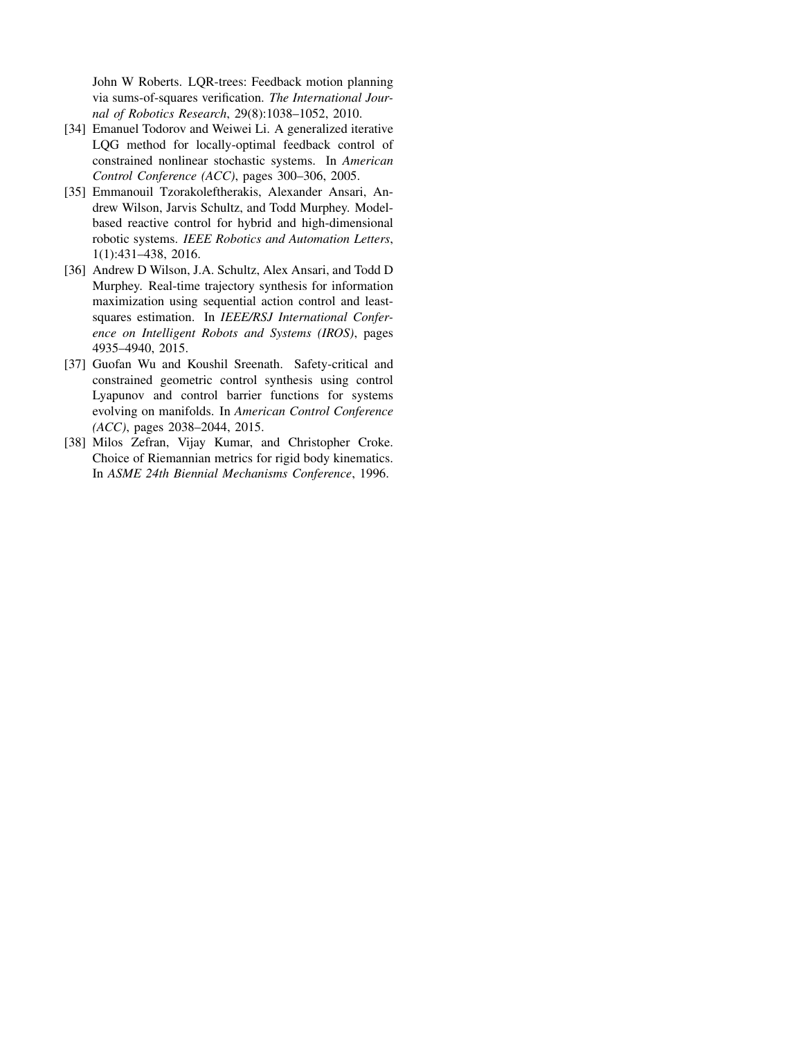John W Roberts. LQR-trees: Feedback motion planning via sums-of-squares verification. *The International Journal of Robotics Research*, 29(8):1038–1052, 2010.

[34] Emanuel Todorov and Weiwei Li. A generalized iterative LQG method for locally-optimal feedback control of constrained nonlinear stochastic systems. In *American Control Conference (ACC)*, pages 300–306, 2005.

[35] Emmanouil Tzorakoleftherakis, Alexander Ansari, Andrew Wilson, Jarvis Schultz, and Todd Murphey. Model-based reactive control for hybrid and high-dimensional robotic systems. *IEEE Robotics and Automation Letters*, 1(1):431–438, 2016.

[36] Andrew D Wilson, J.A. Schultz, Alex Ansari, and Todd D Murphey. Real-time trajectory synthesis for information maximization using sequential action control and least-squares estimation. In *IEEE/RSJ International Conference on Intelligent Robots and Systems (IROS)*, pages 4935–4940, 2015.

[37] Guofan Wu and Koushil Sreenath. Safety-critical and constrained geometric control synthesis using control Lyapunov and control barrier functions for systems evolving on manifolds. In *American Control Conference (ACC)*, pages 2038–2044, 2015.

[38] Milos Zefran, Vijay Kumar, and Christopher Croke. Choice of Riemannian metrics for rigid body kinematics. In *ASME 24th Biennial Mechanisms Conference*, 1996.